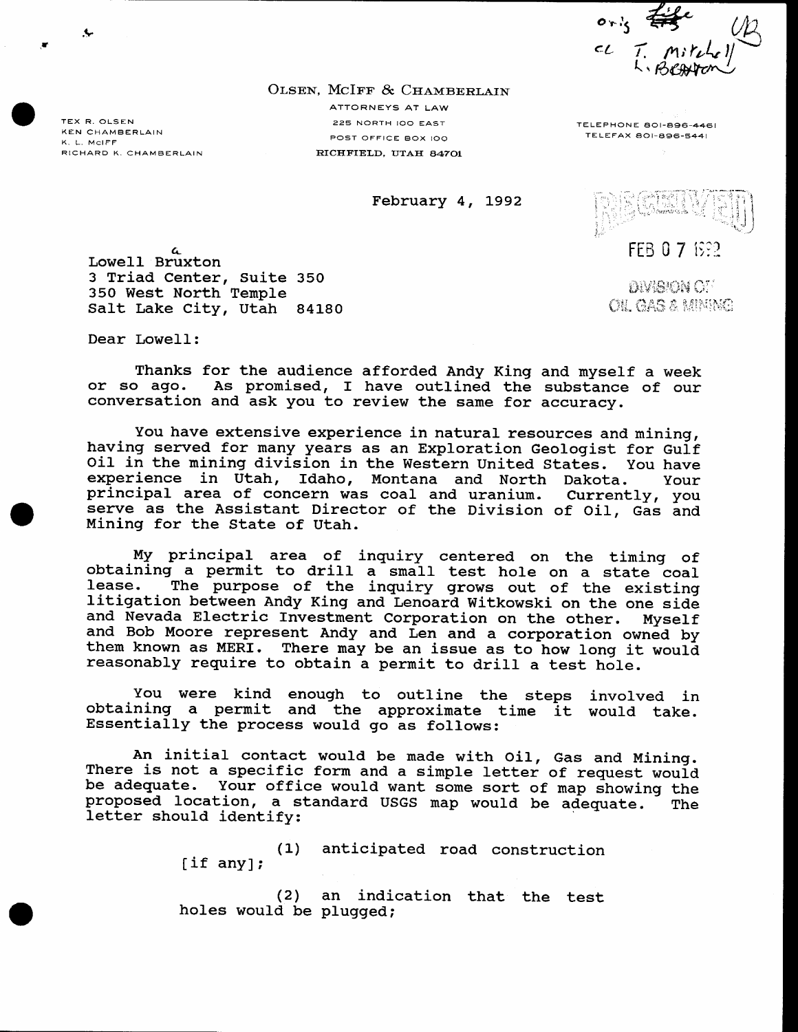orig file UB
cc T. Mitchell
L. Braxton

OLSEN, McIFF & CHAMBERLAIN
ATTORNEYS AT LAW
225 NORTH 100 EAST
POST OFFICE BOX 100
RICHFIELD, UTAH 84701

TEX R. OLSEN
KEN CHAMBERLAIN
K. L. McIFF
RICHARD K. CHAMBERLAIN

TELEPHONE 801-896-4461
TELEFAX 801-896-5441

February 4, 1992

RECEIVED
FEB 07 1992
DIVISION OF
OIL GAS & MINING

Lowell Braxton
3 Triad Center, Suite 350
350 West North Temple
Salt Lake City, Utah 84180

Dear Lowell:

Thanks for the audience afforded Andy King and myself a week or so ago. As promised, I have outlined the substance of our conversation and ask you to review the same for accuracy.

You have extensive experience in natural resources and mining, having served for many years as an Exploration Geologist for Gulf Oil in the mining division in the Western United States. You have experience in Utah, Idaho, Montana and North Dakota. Your principal area of concern was coal and uranium. Currently, you serve as the Assistant Director of the Division of Oil, Gas and Mining for the State of Utah.

My principal area of inquiry centered on the timing of obtaining a permit to drill a small test hole on a state coal lease. The purpose of the inquiry grows out of the existing litigation between Andy King and Lenoard Witkowski on the one side and Nevada Electric Investment Corporation on the other. Myself and Bob Moore represent Andy and Len and a corporation owned by them known as MERI. There may be an issue as to how long it would reasonably require to obtain a permit to drill a test hole.

You were kind enough to outline the steps involved in obtaining a permit and the approximate time it would take. Essentially the process would go as follows:

An initial contact would be made with Oil, Gas and Mining. There is not a specific form and a simple letter of request would be adequate. Your office would want some sort of map showing the proposed location, a standard USGS map would be adequate. The letter should identify:

(1) anticipated road construction [if any];

(2) an indication that the test holes would be plugged;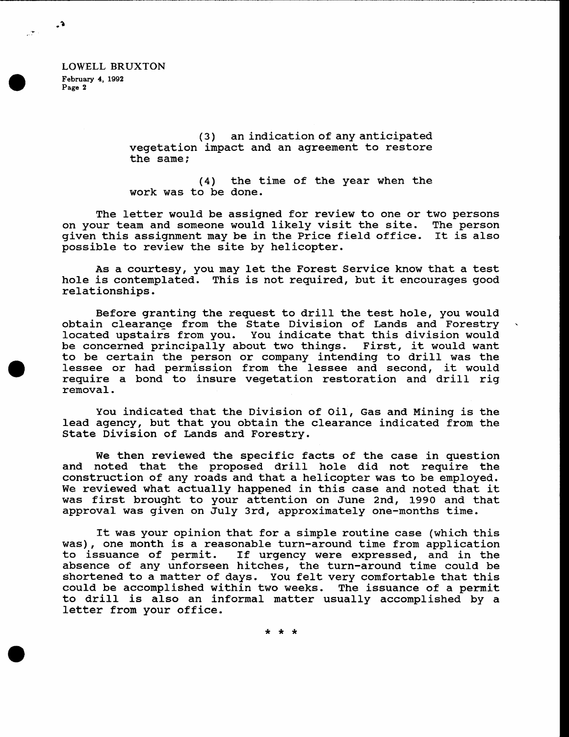(3) an indication of any anticipated vegetation impact and an agreement to restore the same;

(4) the time of the year when the work was to be done.

The letter would be assigned for review to one or two persons on your team and someone would likely visit the site. The person given this assignment may be in the Price field office. It is also possible to review the site by helicopter.

As a courtesy, you may let the Forest Service know that a test hole is contemplated. This is not required, but it encourages good relationships.

Before granting the request to drill the test hole, you would obtain clearance from the State Division of Lands and Forestry located upstairs from you. You indicate that this division would be concerned principally about two things. First, it would want to be certain the person or company intending to drill was the lessee or had permission from the lessee and second, it would require a bond to insure vegetation restoration and drill rig removal.

You indicated that the Division of Oil, Gas and Mining is the lead agency, but that you obtain the clearance indicated from the State Division of Lands and Forestry.

We then reviewed the specific facts of the case in question and noted that the proposed drill hole did not require the construction of any roads and that a helicopter was to be employed. We reviewed what actually happened in this case and noted that it was first brought to your attention on June 2nd, 1990 and that approval was given on July 3rd, approximately one-months time.

It was your opinion that for a simple routine case (which this was), one month is a reasonable turn-around time from application to issuance of permit. If urgency were expressed, and in the absence of any unforseen hitches, the turn-around time could be shortened to a matter of days. You felt very comfortable that this could be accomplished within two weeks. The issuance of a permit to drill is also an informal matter usually accomplished by a letter from your office.

\* \* \*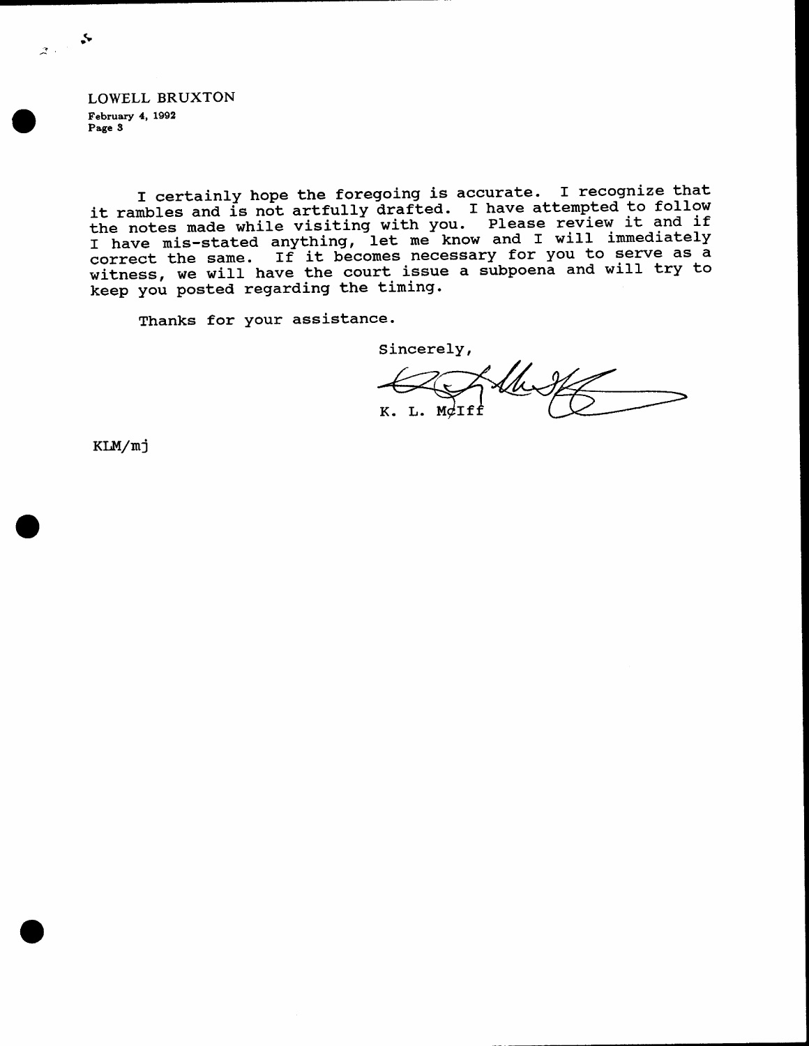I certainly hope the foregoing is accurate. I recognize that it rambles and is not artfully drafted. I have attempted to follow the notes made while visiting with you. Please review it and if I have mis-stated anything, let me know and I will immediately correct the same. If it becomes necessary for you to serve as a witness, we will have the court issue a subpoena and will try to keep you posted regarding the timing.

Thanks for your assistance.

Sincerely,

K. L. McIff

KLM/mj